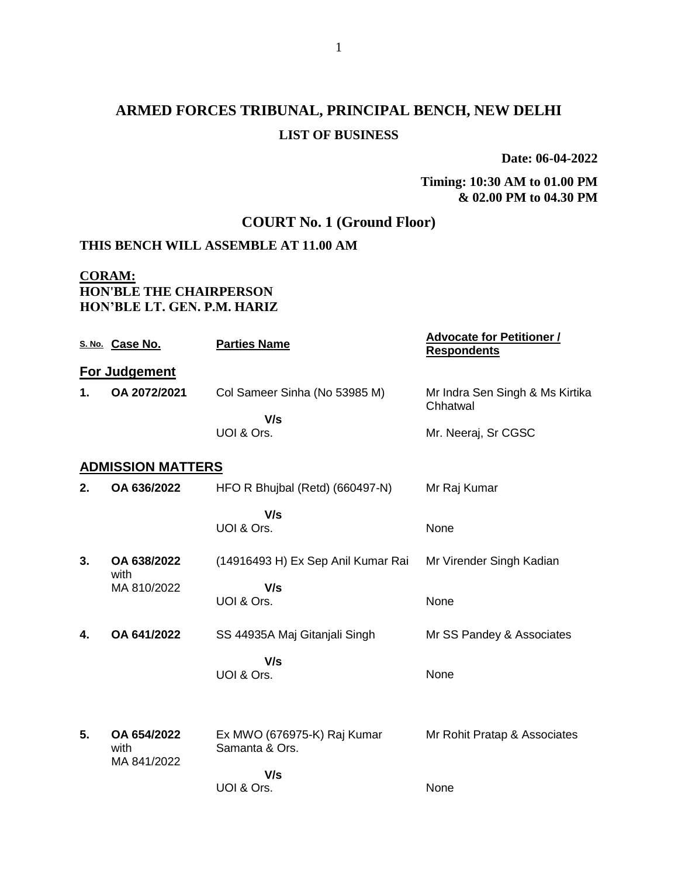# ARMED FORCES TRIBUNAL, PRINCIPAL BENCH, NEW DELHI

## LIST OF BUSINESS

**Date: 06-04-2022**

**Timing: 10:30 AM to 01.00 PM & 02.00 PM to 04.30 PM**

## COURT No. 1 (Ground Floor)

**THIS BENCH WILL ASSEMBLE AT 11.00 AM**

**CORAM:**
**HON'BLE THE CHAIRPERSON**
**HON'BLE LT. GEN. P.M. HARIZ**

| S. No. | Case No. | Parties Name | Advocate for Petitioner / Respondents |
|---|---|---|---|
| **For Judgement** | | | |
| **1.** | **OA 2072/2021** | Col Sameer Sinha (No 53985 M) | Mr Indra Sen Singh & Ms Kirtika Chhatwal |
| | | **V/s** | |
| | | UOI & Ors. | Mr. Neeraj, Sr CGSC |
| **ADMISSION MATTERS** | | | |
| **2.** | **OA 636/2022** | HFO R Bhujbal (Retd) (660497-N) | Mr Raj Kumar |
| | | **V/s** | |
| | | UOI & Ors. | None |
| **3.** | **OA 638/2022** with MA 810/2022 | (14916493 H) Ex Sep Anil Kumar Rai | Mr Virender Singh Kadian |
| | | **V/s** | |
| | | UOI & Ors. | None |
| **4.** | **OA 641/2022** | SS 44935A Maj Gitanjali Singh | Mr SS Pandey & Associates |
| | | **V/s** | |
| | | UOI & Ors. | None |
| **5.** | **OA 654/2022** with MA 841/2022 | Ex MWO (676975-K) Raj Kumar Samanta & Ors. | Mr Rohit Pratap & Associates |
| | | **V/s** | |
| | | UOI & Ors. | None |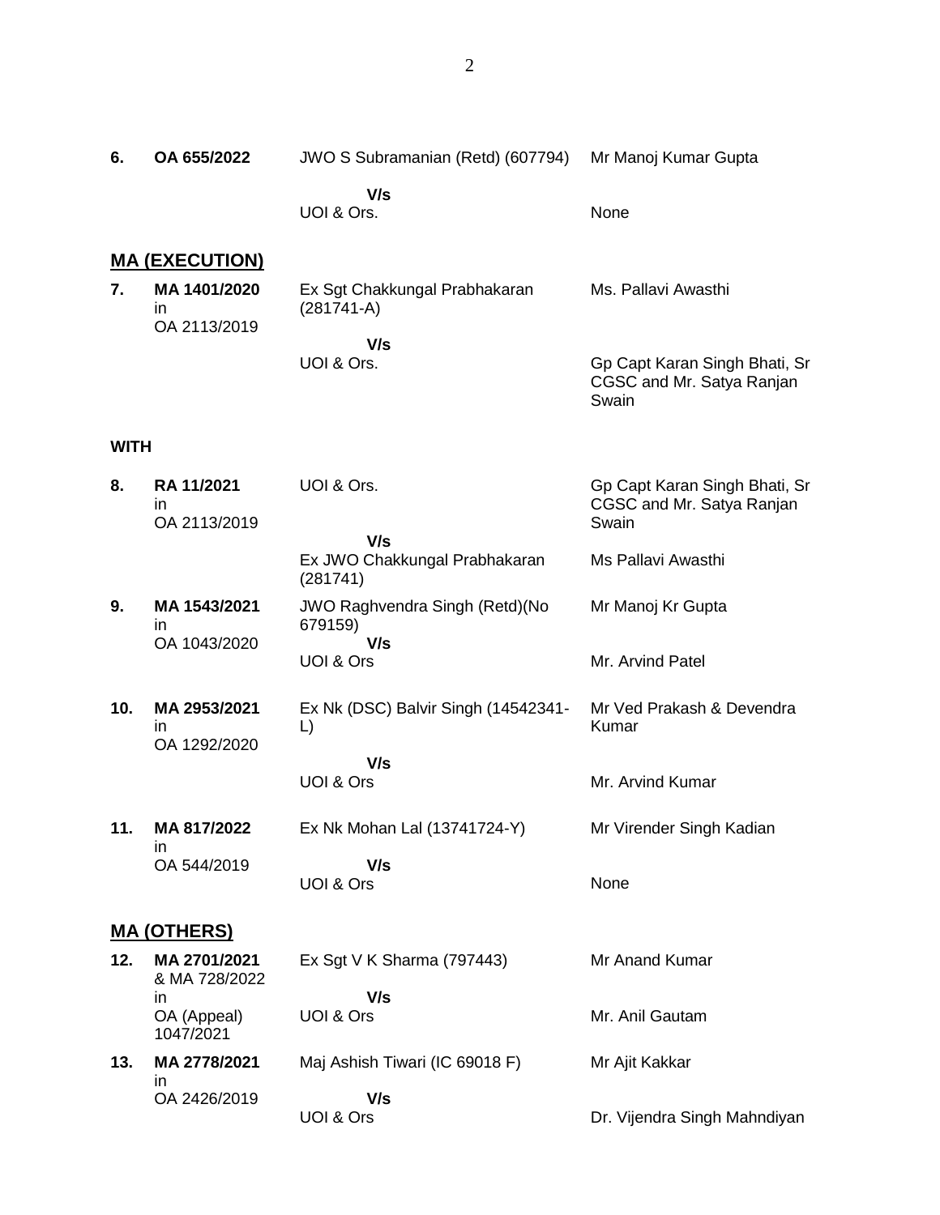| | | | |
|---|---|---|---|
| **6.** | **OA 655/2022** | JWO S Subramanian (Retd) (607794)<br>**V/s**<br>UOI & Ors. | Mr Manoj Kumar Gupta<br><br>None |

## MA (EXECUTION)

| | | | |
|---|---|---|---|
| **7.** | **MA 1401/2020** in OA 2113/2019 | Ex Sgt Chakkungal Prabhakaran (281741-A)<br>**V/s**<br>UOI & Ors. | Ms. Pallavi Awasthi<br><br>Gp Capt Karan Singh Bhati, Sr CGSC and Mr. Satya Ranjan Swain |

**WITH**

| | | | |
|---|---|---|---|
| **8.** | **RA 11/2021** in OA 2113/2019 | UOI & Ors.<br>**V/s**<br>Ex JWO Chakkungal Prabhakaran (281741) | Gp Capt Karan Singh Bhati, Sr CGSC and Mr. Satya Ranjan Swain<br><br>Ms Pallavi Awasthi |
| **9.** | **MA 1543/2021** in OA 1043/2020 | JWO Raghvendra Singh (Retd)(No 679159)<br>**V/s**<br>UOI & Ors | Mr Manoj Kr Gupta<br><br>Mr. Arvind Patel |
| **10.** | **MA 2953/2021** in OA 1292/2020 | Ex Nk (DSC) Balvir Singh (14542341-L)<br>**V/s**<br>UOI & Ors | Mr Ved Prakash & Devendra Kumar<br><br>Mr. Arvind Kumar |
| **11.** | **MA 817/2022** in OA 544/2019 | Ex Nk Mohan Lal (13741724-Y)<br>**V/s**<br>UOI & Ors | Mr Virender Singh Kadian<br><br>None |

## MA (OTHERS)

| | | | |
|---|---|---|---|
| **12.** | **MA 2701/2021** & MA 728/2022 in OA (Appeal) 1047/2021 | Ex Sgt V K Sharma (797443)<br>**V/s**<br>UOI & Ors | Mr Anand Kumar<br><br>Mr. Anil Gautam |
| **13.** | **MA 2778/2021** in OA 2426/2019 | Maj Ashish Tiwari (IC 69018 F)<br>**V/s**<br>UOI & Ors | Mr Ajit Kakkar<br><br>Dr. Vijendra Singh Mahndiyan |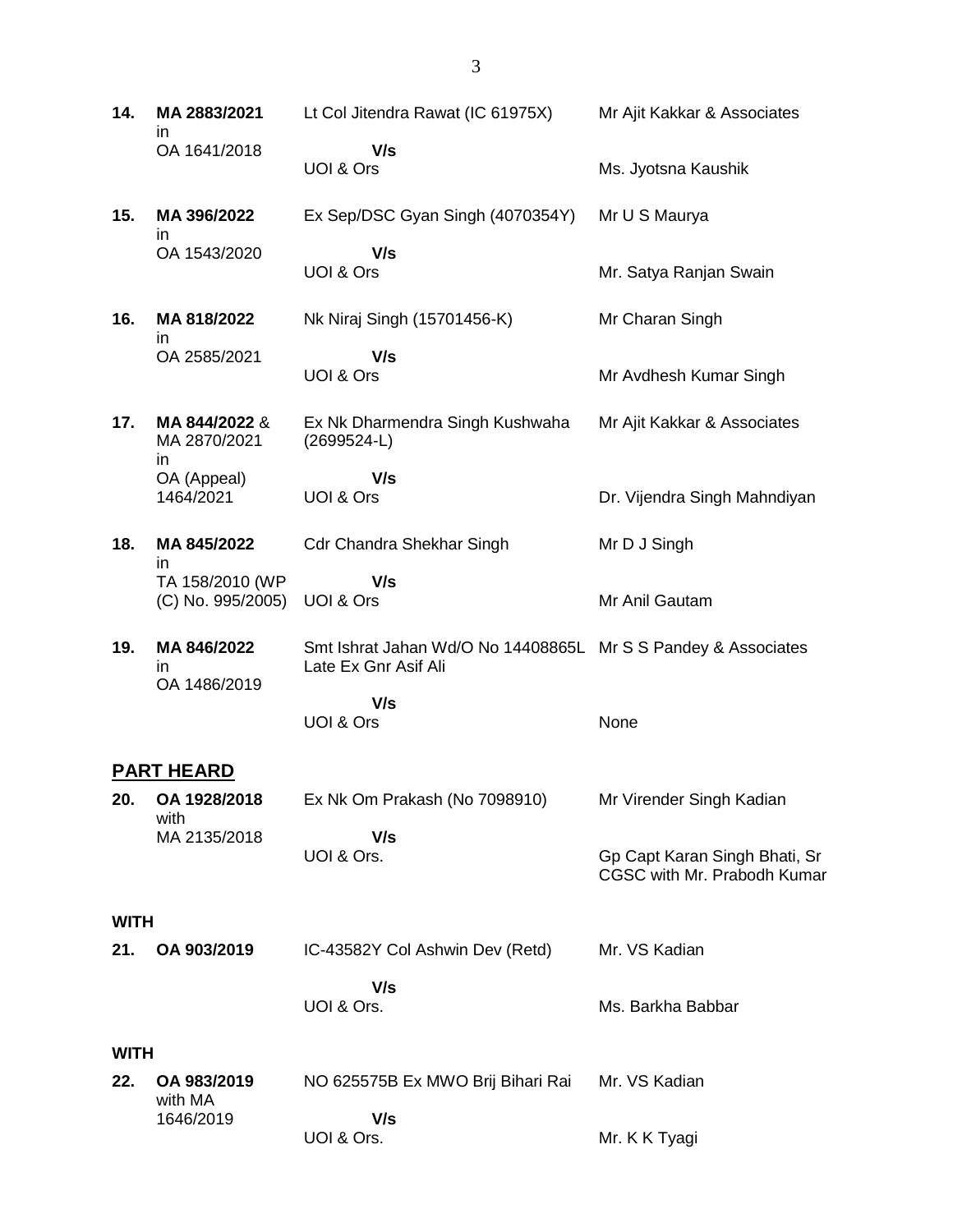| | | | |
|---|---|---|---|
| **14.** | **MA 2883/2021** in OA 1641/2018 | Lt Col Jitendra Rawat (IC 61975X) **V/s** UOI & Ors | Mr Ajit Kakkar & Associates<br><br>Ms. Jyotsna Kaushik |
| **15.** | **MA 396/2022** in OA 1543/2020 | Ex Sep/DSC Gyan Singh (4070354Y) **V/s** UOI & Ors | Mr U S Maurya<br><br>Mr. Satya Ranjan Swain |
| **16.** | **MA 818/2022** in OA 2585/2021 | Nk Niraj Singh (15701456-K) **V/s** UOI & Ors | Mr Charan Singh<br><br>Mr Avdhesh Kumar Singh |
| **17.** | **MA 844/2022** & MA 2870/2021 in OA (Appeal) 1464/2021 | Ex Nk Dharmendra Singh Kushwaha (2699524-L) **V/s** UOI & Ors | Mr Ajit Kakkar & Associates<br><br>Dr. Vijendra Singh Mahndiyan |
| **18.** | **MA 845/2022** in TA 158/2010 (WP (C) No. 995/2005) | Cdr Chandra Shekhar Singh **V/s** UOI & Ors | Mr D J Singh<br><br>Mr Anil Gautam |
| **19.** | **MA 846/2022** in OA 1486/2019 | Smt Ishrat Jahan Wd/O No 14408865L Late Ex Gnr Asif Ali **V/s** UOI & Ors | Mr S S Pandey & Associates<br><br>None |

## PART HEARD

| | | | |
|---|---|---|---|
| **20.** | **OA 1928/2018** with MA 2135/2018 | Ex Nk Om Prakash (No 7098910) **V/s** UOI & Ors. | Mr Virender Singh Kadian<br><br>Gp Capt Karan Singh Bhati, Sr CGSC with Mr. Prabodh Kumar |

**WITH**

| | | | |
|---|---|---|---|
| **21.** | **OA 903/2019** | IC-43582Y Col Ashwin Dev (Retd) **V/s** UOI & Ors. | Mr. VS Kadian<br><br>Ms. Barkha Babbar |

**WITH**

| | | | |
|---|---|---|---|
| **22.** | **OA 983/2019** with MA 1646/2019 | NO 625575B Ex MWO Brij Bihari Rai **V/s** UOI & Ors. | Mr. VS Kadian<br><br>Mr. K K Tyagi |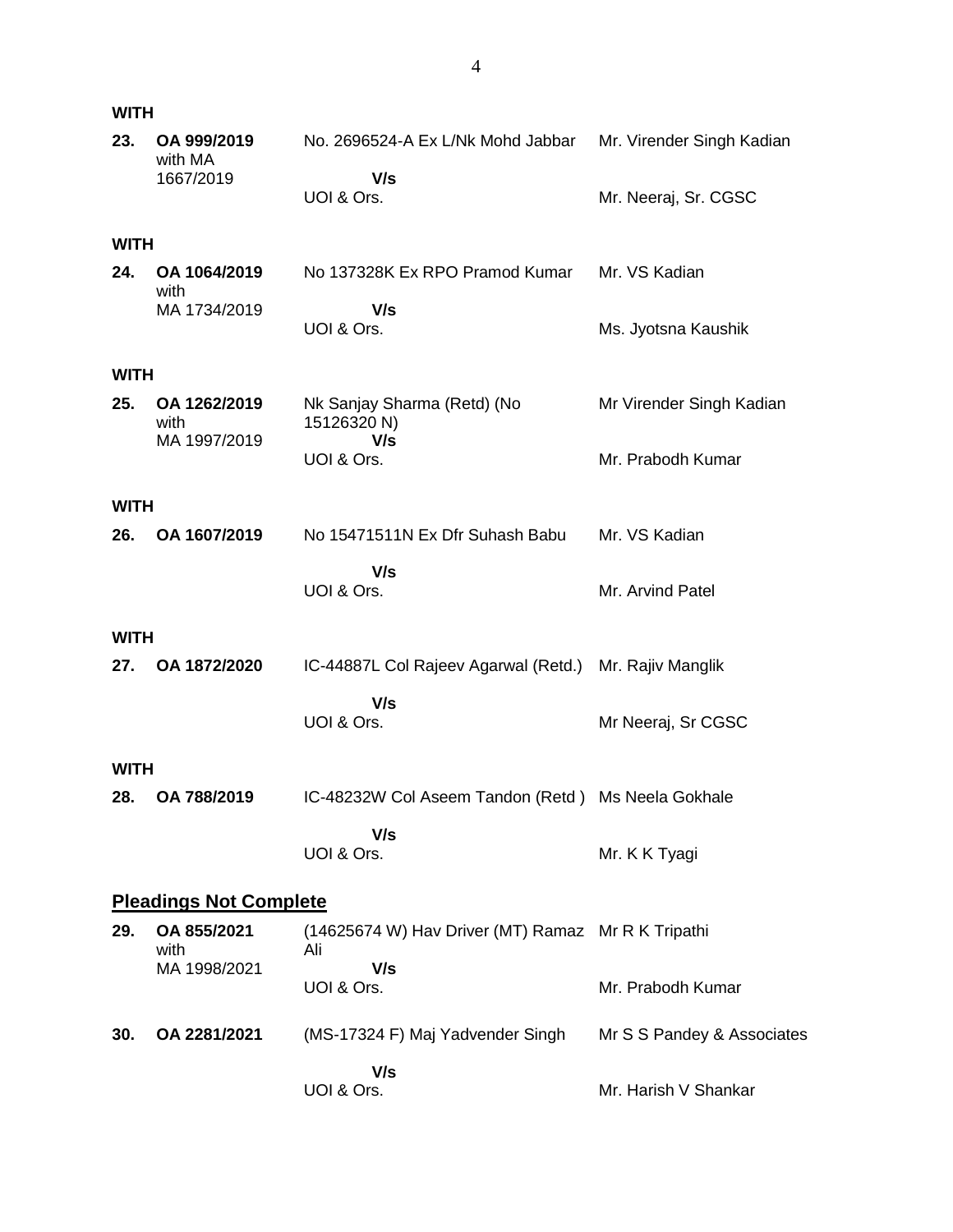**WITH**

| | | | |
|---|---|---|---|
| **23.** | **OA 999/2019** with MA 1667/2019 | No. 2696524-A Ex L/Nk Mohd Jabbar<br>**V/s**<br>UOI & Ors. | Mr. Virender Singh Kadian<br><br>Mr. Neeraj, Sr. CGSC |

**WITH**

| | | | |
|---|---|---|---|
| **24.** | **OA 1064/2019** with MA 1734/2019 | No 137328K Ex RPO Pramod Kumar<br>**V/s**<br>UOI & Ors. | Mr. VS Kadian<br><br>Ms. Jyotsna Kaushik |

**WITH**

| | | | |
|---|---|---|---|
| **25.** | **OA 1262/2019** with MA 1997/2019 | Nk Sanjay Sharma (Retd) (No 15126320 N)<br>**V/s**<br>UOI & Ors. | Mr Virender Singh Kadian<br><br>Mr. Prabodh Kumar |

**WITH**

| | | | |
|---|---|---|---|
| **26.** | **OA 1607/2019** | No 15471511N Ex Dfr Suhash Babu<br>**V/s**<br>UOI & Ors. | Mr. VS Kadian<br><br>Mr. Arvind Patel |

**WITH**

| | | | |
|---|---|---|---|
| **27.** | **OA 1872/2020** | IC-44887L Col Rajeev Agarwal (Retd.)<br>**V/s**<br>UOI & Ors. | Mr. Rajiv Manglik<br><br>Mr Neeraj, Sr CGSC |

**WITH**

| | | | |
|---|---|---|---|
| **28.** | **OA 788/2019** | IC-48232W Col Aseem Tandon (Retd )<br>**V/s**<br>UOI & Ors. | Ms Neela Gokhale<br><br>Mr. K K Tyagi |

## **Pleadings Not Complete**

| | | | |
|---|---|---|---|
| **29.** | **OA 855/2021** with MA 1998/2021 | (14625674 W) Hav Driver (MT) Ramaz Ali<br>**V/s**<br>UOI & Ors. | Mr R K Tripathi<br><br>Mr. Prabodh Kumar |
| **30.** | **OA 2281/2021** | (MS-17324 F) Maj Yadvender Singh<br>**V/s**<br>UOI & Ors. | Mr S S Pandey & Associates<br><br>Mr. Harish V Shankar |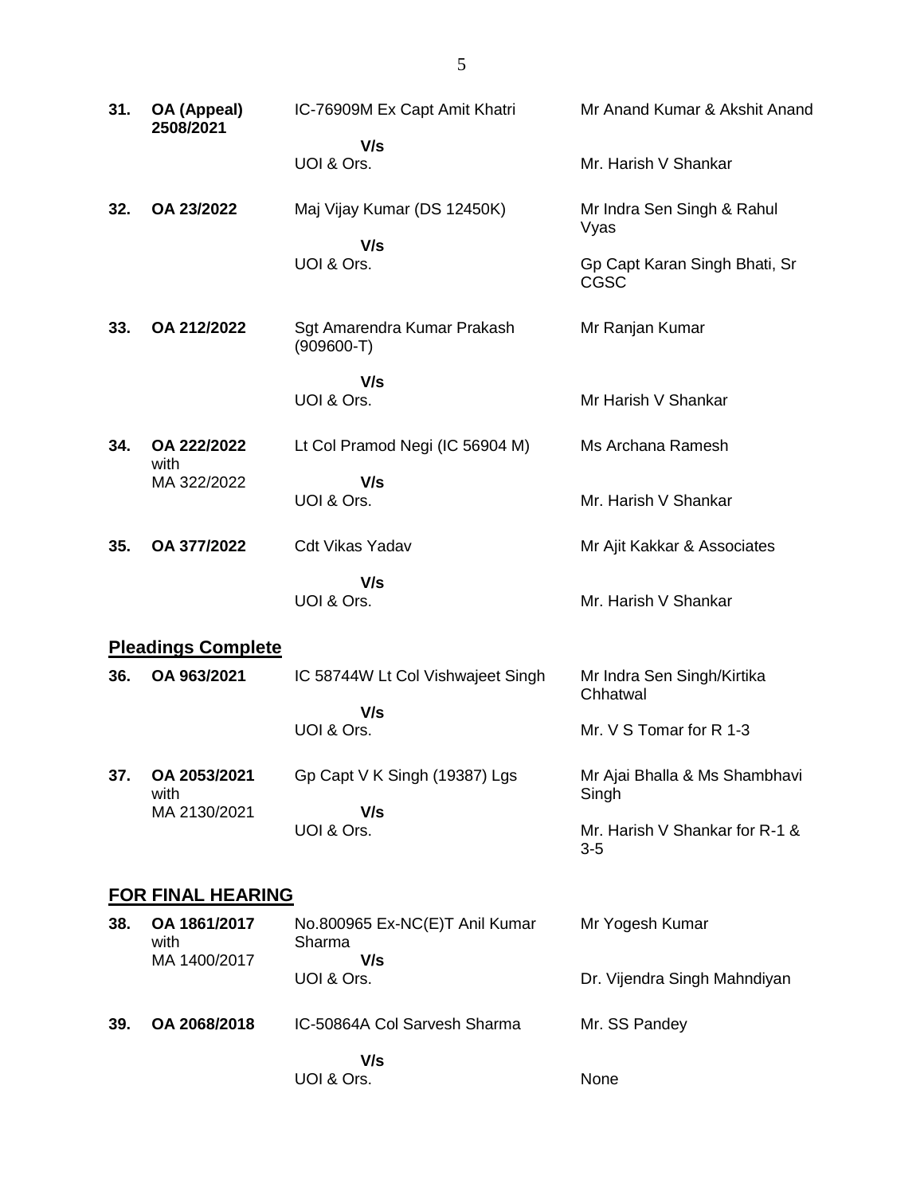| | | | |
|---|---|---|---|
| **31.** | **OA (Appeal) 2508/2021** | IC-76909M Ex Capt Amit Khatri<br>**V/s**<br>UOI & Ors. | Mr Anand Kumar & Akshit Anand<br><br>Mr. Harish V Shankar |
| **32.** | **OA 23/2022** | Maj Vijay Kumar (DS 12450K)<br>**V/s**<br>UOI & Ors. | Mr Indra Sen Singh & Rahul Vyas<br><br>Gp Capt Karan Singh Bhati, Sr CGSC |
| **33.** | **OA 212/2022** | Sgt Amarendra Kumar Prakash (909600-T)<br>**V/s**<br>UOI & Ors. | Mr Ranjan Kumar<br><br>Mr Harish V Shankar |
| **34.** | **OA 222/2022** with MA 322/2022 | Lt Col Pramod Negi (IC 56904 M)<br>**V/s**<br>UOI & Ors. | Ms Archana Ramesh<br><br>Mr. Harish V Shankar |
| **35.** | **OA 377/2022** | Cdt Vikas Yadav<br>**V/s**<br>UOI & Ors. | Mr Ajit Kakkar & Associates<br><br>Mr. Harish V Shankar |

## **Pleadings Complete**

| | | | |
|---|---|---|---|
| **36.** | **OA 963/2021** | IC 58744W Lt Col Vishwajeet Singh<br>**V/s**<br>UOI & Ors. | Mr Indra Sen Singh/Kirtika Chhatwal<br><br>Mr. V S Tomar for R 1-3 |
| **37.** | **OA 2053/2021** with MA 2130/2021 | Gp Capt V K Singh (19387) Lgs<br>**V/s**<br>UOI & Ors. | Mr Ajai Bhalla & Ms Shambhavi Singh<br><br>Mr. Harish V Shankar for R-1 & 3-5 |

## **FOR FINAL HEARING**

| | | | |
|---|---|---|---|
| **38.** | **OA 1861/2017** with MA 1400/2017 | No.800965 Ex-NC(E)T Anil Kumar Sharma<br>**V/s**<br>UOI & Ors. | Mr Yogesh Kumar<br><br>Dr. Vijendra Singh Mahndiyan |
| **39.** | **OA 2068/2018** | IC-50864A Col Sarvesh Sharma<br>**V/s**<br>UOI & Ors. | Mr. SS Pandey<br><br>None |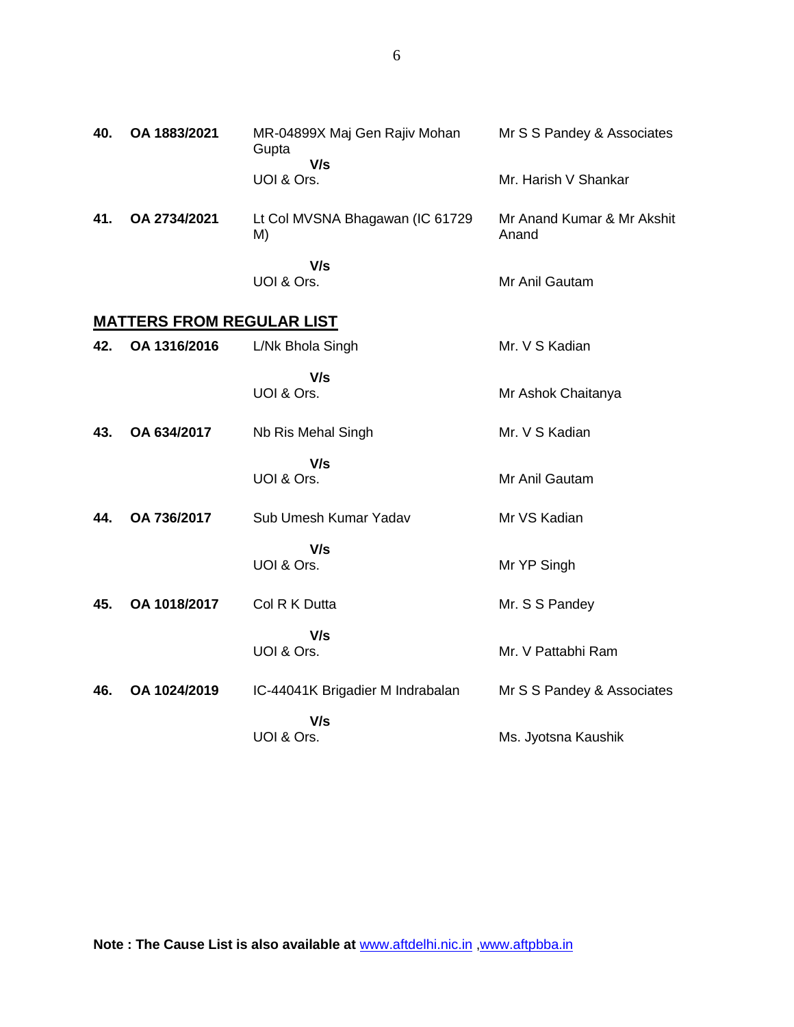| | | | |
|---|---|---|---|
| **40.** | **OA 1883/2021** | MR-04899X Maj Gen Rajiv Mohan Gupta<br>**V/s**<br>UOI & Ors. | Mr S S Pandey & Associates<br><br>Mr. Harish V Shankar |
| **41.** | **OA 2734/2021** | Lt Col MVSNA Bhagawan (IC 61729 M)<br>**V/s**<br>UOI & Ors. | Mr Anand Kumar & Mr Akshit Anand<br><br>Mr Anil Gautam |

**MATTERS FROM REGULAR LIST**

| | | | |
|---|---|---|---|
| **42.** | **OA 1316/2016** | L/Nk Bhola Singh<br>**V/s**<br>UOI & Ors. | Mr. V S Kadian<br><br>Mr Ashok Chaitanya |
| **43.** | **OA 634/2017** | Nb Ris Mehal Singh<br>**V/s**<br>UOI & Ors. | Mr. V S Kadian<br><br>Mr Anil Gautam |
| **44.** | **OA 736/2017** | Sub Umesh Kumar Yadav<br>**V/s**<br>UOI & Ors. | Mr VS Kadian<br><br>Mr YP Singh |
| **45.** | **OA 1018/2017** | Col R K Dutta<br>**V/s**<br>UOI & Ors. | Mr. S S Pandey<br><br>Mr. V Pattabhi Ram |
| **46.** | **OA 1024/2019** | IC-44041K Brigadier M Indrabalan<br>**V/s**<br>UOI & Ors. | Mr S S Pandey & Associates<br><br>Ms. Jyotsna Kaushik |

**Note : The Cause List is also available at** www.aftdelhi.nic.in ,www.aftpbba.in